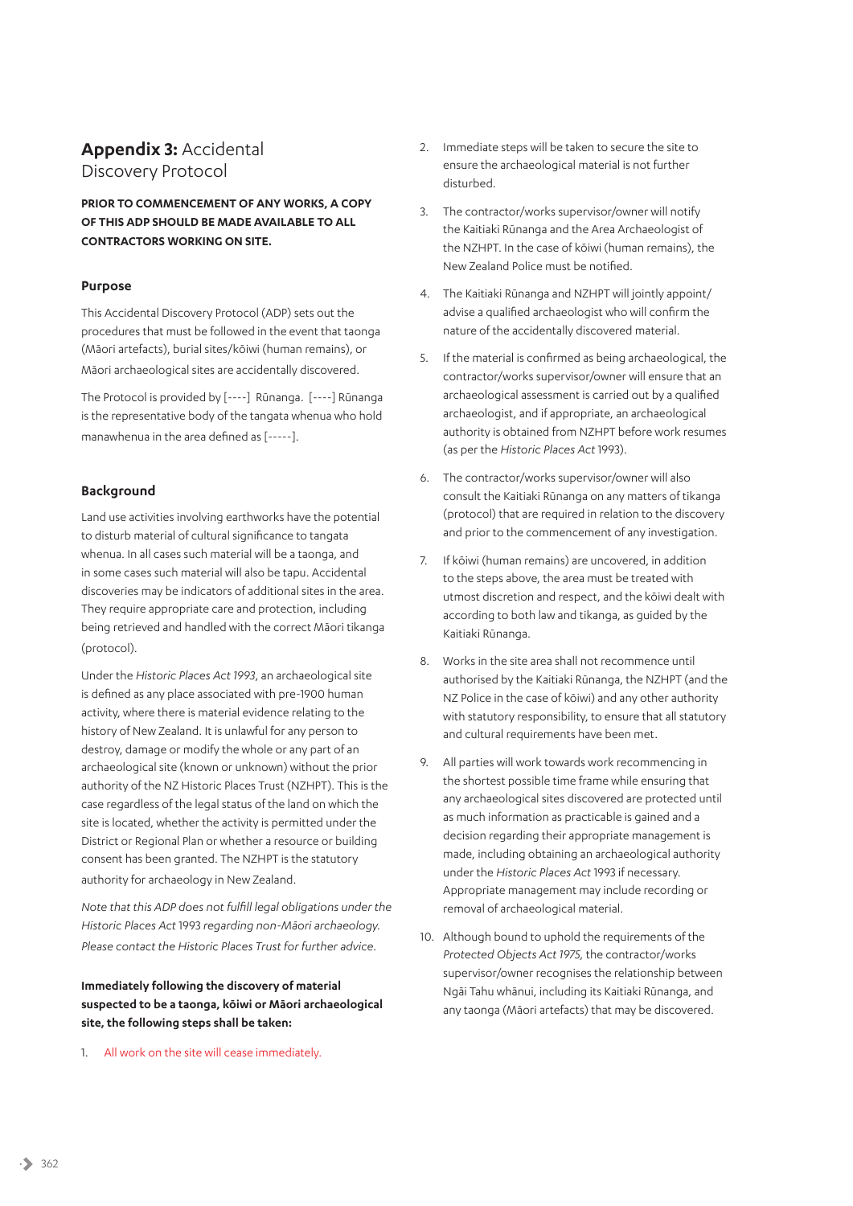# **Appendix 3:** Accidental Discovery Protocol

**PRIOR TO COMMENCEMENT OF ANY WORKS, A COPY OF THIS ADP SHOULD BE MADE AVAILABLE TO ALL CONTRACTORS WORKING ON SITE.**

## Purpose

This Accidental Discovery Protocol (ADP) sets out the procedures that must be followed in the event that taonga (Māori artefacts), burial sites/kōiwi (human remains), or Māori archaeological sites are accidentally discovered.

The Protocol is provided by [----] Rūnanga. [----] Rūnanga is the representative body of the tangata whenua who hold manawhenua in the area defined as [-----].

## Background

Land use activities involving earthworks have the potential to disturb material of cultural significance to tangata whenua. In all cases such material will be a taonga, and in some cases such material will also be tapu. Accidental discoveries may be indicators of additional sites in the area. They require appropriate care and protection, including being retrieved and handled with the correct Māori tikanga (protocol).

Under the *Historic Places Act 1993*, an archaeological site is defined as any place associated with pre-1900 human activity, where there is material evidence relating to the history of New Zealand. It is unlawful for any person to destroy, damage or modify the whole or any part of an archaeological site (known or unknown) without the prior authority of the NZ Historic Places Trust (NZHPT). This is the case regardless of the legal status of the land on which the site is located, whether the activity is permitted under the District or Regional Plan or whether a resource or building consent has been granted. The NZHPT is the statutory authority for archaeology in New Zealand.

*Note that this ADP does not fulfill legal obligations under the Historic Places Act* 1993 *regarding non-Māori archaeology. Please contact the Historic Places Trust for further advice.*

**Immediately following the discovery of material suspected to be a taonga, kōiwi or Māori archaeological site, the following steps shall be taken:**

1. All work on the site will cease immediately.
2. Immediate steps will be taken to secure the site to ensure the archaeological material is not further disturbed.
3. The contractor/works supervisor/owner will notify the Kaitiaki Rūnanga and the Area Archaeologist of the NZHPT. In the case of kōiwi (human remains), the New Zealand Police must be notified.
4. The Kaitiaki Rūnanga and NZHPT will jointly appoint/advise a qualified archaeologist who will confirm the nature of the accidentally discovered material.
5. If the material is confirmed as being archaeological, the contractor/works supervisor/owner will ensure that an archaeological assessment is carried out by a qualified archaeologist, and if appropriate, an archaeological authority is obtained from NZHPT before work resumes (as per the *Historic Places Act* 1993).
6. The contractor/works supervisor/owner will also consult the Kaitiaki Rūnanga on any matters of tikanga (protocol) that are required in relation to the discovery and prior to the commencement of any investigation.
7. If kōiwi (human remains) are uncovered, in addition to the steps above, the area must be treated with utmost discretion and respect, and the kōiwi dealt with according to both law and tikanga, as guided by the Kaitiaki Rūnanga.
8. Works in the site area shall not recommence until authorised by the Kaitiaki Rūnanga, the NZHPT (and the NZ Police in the case of kōiwi) and any other authority with statutory responsibility, to ensure that all statutory and cultural requirements have been met.
9. All parties will work towards work recommencing in the shortest possible time frame while ensuring that any archaeological sites discovered are protected until as much information as practicable is gained and a decision regarding their appropriate management is made, including obtaining an archaeological authority under the *Historic Places Act* 1993 if necessary. Appropriate management may include recording or removal of archaeological material.
10. Although bound to uphold the requirements of the *Protected Objects Act 1975,* the contractor/works supervisor/owner recognises the relationship between Ngāi Tahu whānui, including its Kaitiaki Rūnanga, and any taonga (Māori artefacts) that may be discovered.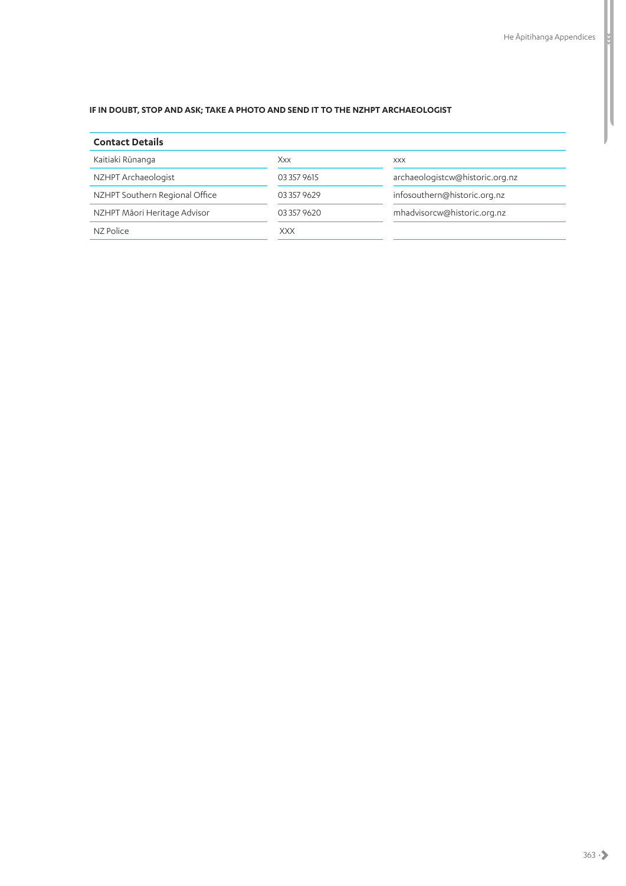**IF IN DOUBT, STOP AND ASK; TAKE A PHOTO AND SEND IT TO THE NZHPT ARCHAEOLOGIST**

| **Contact Details** | | |
|---|---|---|
| Kaitiaki Rūnanga | Xxx | xxx |
| NZHPT Archaeologist | 03 357 9615 | archaeologistcw@historic.org.nz |
| NZHPT Southern Regional Office | 03 357 9629 | infosouthern@historic.org.nz |
| NZHPT Māori Heritage Advisor | 03 357 9620 | mhadvisorcw@historic.org.nz |
| NZ Police | XXX | |